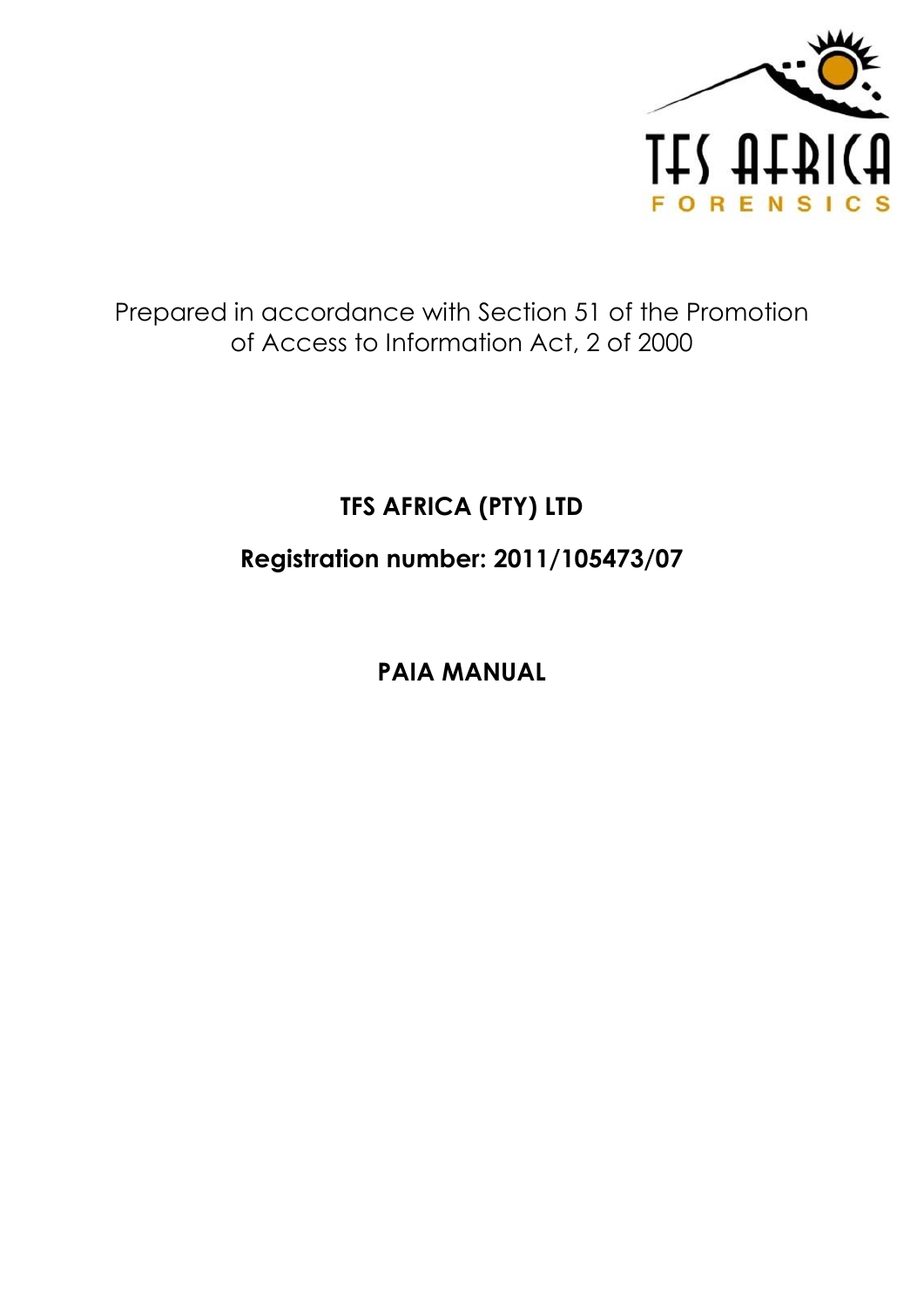TFS AFRICA FORENSICS

Prepared in accordance with Section 51 of the Promotion of Access to Information Act, 2 of 2000

**TFS AFRICA (PTY) LTD**

**Registration number: 2011/105473/07**

# PAIA MANUAL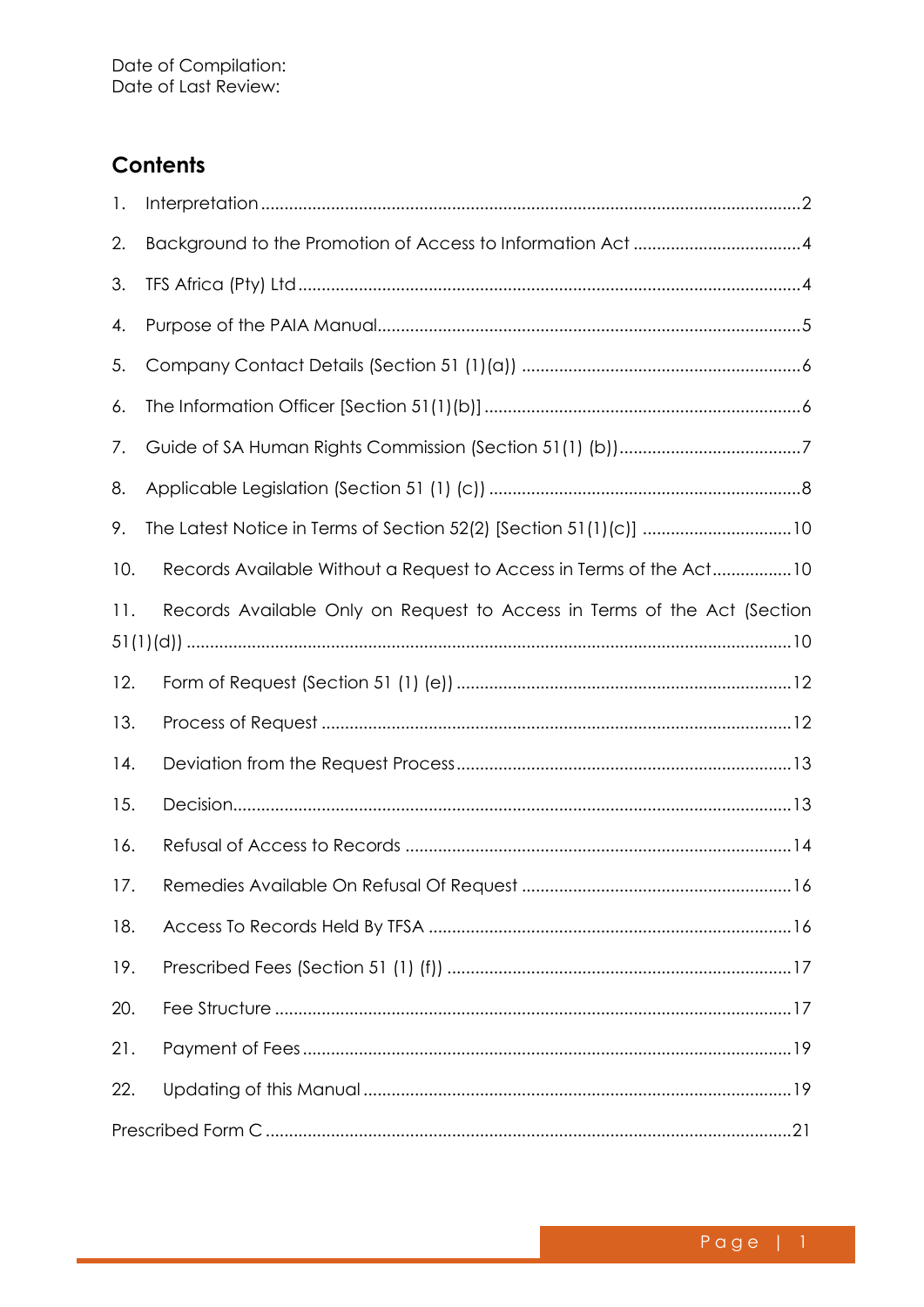Date of Compilation:
Date of Last Review:

## Contents

1. Interpretation ........................................................................................................2
2. Background to the Promotion of Access to Information Act ....................................4
3. TFS Africa (Pty) Ltd ...............................................................................................4
4. Purpose of the PAIA Manual...................................................................................5
5. Company Contact Details (Section 51 (1)(a)) ..........................................................6
6. The Information Officer [Section 51(1)(b)] ...............................................................6
7. Guide of SA Human Rights Commission (Section 51(1) (b))......................................7
8. Applicable Legislation (Section 51 (1) (c)) ...............................................................8
9. The Latest Notice in Terms of Section 52(2) [Section 51(1)(c)] ................................10
10. Records Available Without a Request to Access in Terms of the Act.................10
11. Records Available Only on Request to Access in Terms of the Act (Section 51(1)(d)) ..............................................................................................................10
12. Form of Request (Section 51 (1) (e)) ..............................................................12
13. Process of Request ........................................................................................12
14. Deviation from the Request Process...............................................................13
15. Decision.........................................................................................................13
16. Refusal of Access to Records .........................................................................14
17. Remedies Available On Refusal Of Request ....................................................16
18. Access To Records Held By TFSA ...................................................................16
19. Prescribed Fees (Section 51 (1) (f)) ................................................................17
20. Fee Structure .................................................................................................17
21. Payment of Fees.............................................................................................19
22. Updating of this Manual..................................................................................19

Prescribed Form C ..................................................................................................21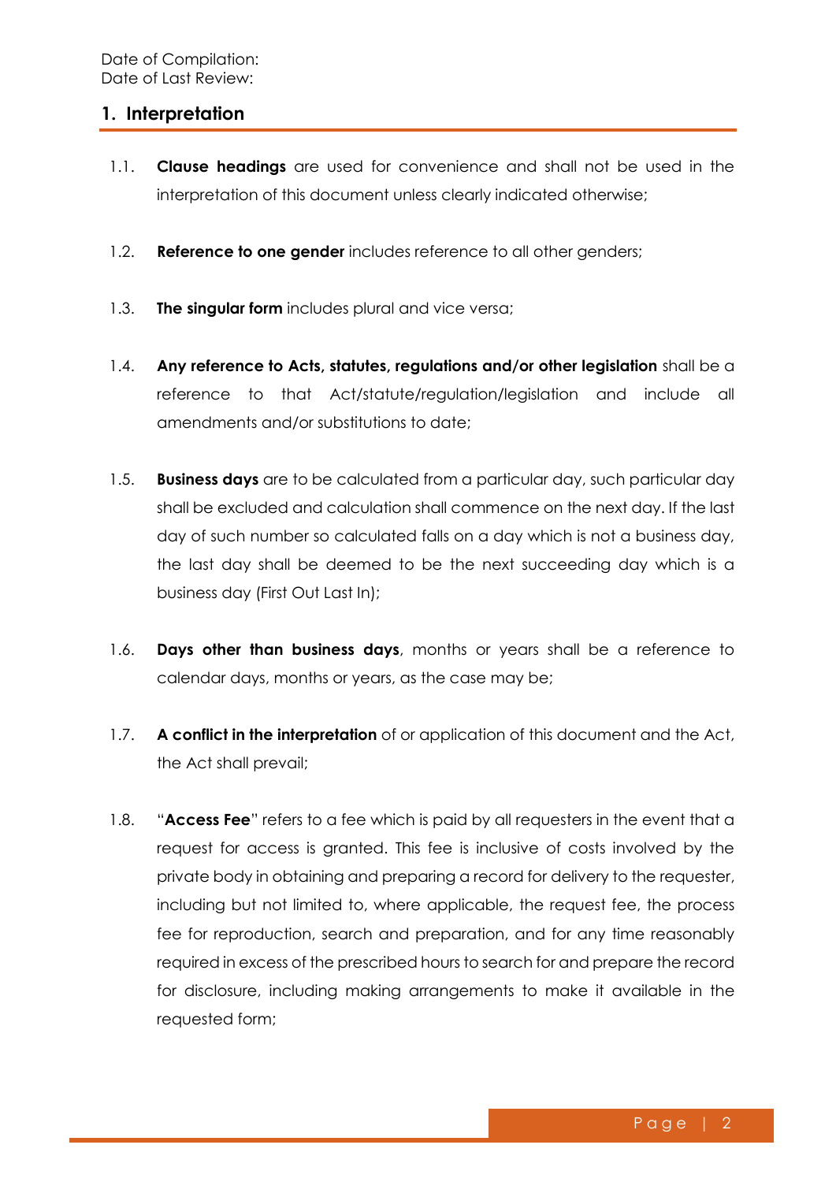Date of Compilation:
Date of Last Review:

## 1. Interpretation

1.1. **Clause headings** are used for convenience and shall not be used in the interpretation of this document unless clearly indicated otherwise;

1.2. **Reference to one gender** includes reference to all other genders;

1.3. **The singular form** includes plural and vice versa;

1.4. **Any reference to Acts, statutes, regulations and/or other legislation** shall be a reference to that Act/statute/regulation/legislation and include all amendments and/or substitutions to date;

1.5. **Business days** are to be calculated from a particular day, such particular day shall be excluded and calculation shall commence on the next day. If the last day of such number so calculated falls on a day which is not a business day, the last day shall be deemed to be the next succeeding day which is a business day (First Out Last In);

1.6. **Days other than business days**, months or years shall be a reference to calendar days, months or years, as the case may be;

1.7. **A conflict in the interpretation** of or application of this document and the Act, the Act shall prevail;

1.8. "**Access Fee**" refers to a fee which is paid by all requesters in the event that a request for access is granted. This fee is inclusive of costs involved by the private body in obtaining and preparing a record for delivery to the requester, including but not limited to, where applicable, the request fee, the process fee for reproduction, search and preparation, and for any time reasonably required in excess of the prescribed hours to search for and prepare the record for disclosure, including making arrangements to make it available in the requested form;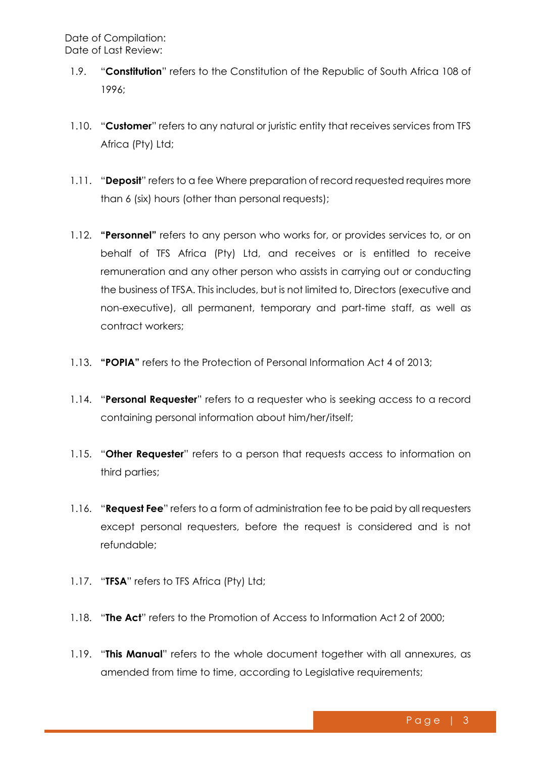1.9. "**Constitution**" refers to the Constitution of the Republic of South Africa 108 of 1996;

1.10. "**Customer**" refers to any natural or juristic entity that receives services from TFS Africa (Pty) Ltd;

1.11. "**Deposit**" refers to a fee Where preparation of record requested requires more than 6 (six) hours (other than personal requests);

1.12. **"Personnel"** refers to any person who works for, or provides services to, or on behalf of TFS Africa (Pty) Ltd, and receives or is entitled to receive remuneration and any other person who assists in carrying out or conducting the business of TFSA. This includes, but is not limited to, Directors (executive and non-executive), all permanent, temporary and part-time staff, as well as contract workers;

1.13. **"POPIA"** refers to the Protection of Personal Information Act 4 of 2013;

1.14. "**Personal Requester**" refers to a requester who is seeking access to a record containing personal information about him/her/itself;

1.15. "**Other Requester**" refers to a person that requests access to information on third parties;

1.16. "**Request Fee**" refers to a form of administration fee to be paid by all requesters except personal requesters, before the request is considered and is not refundable;

1.17. "**TFSA**" refers to TFS Africa (Pty) Ltd;

1.18. "**The Act**" refers to the Promotion of Access to Information Act 2 of 2000;

1.19. "**This Manual**" refers to the whole document together with all annexures, as amended from time to time, according to Legislative requirements;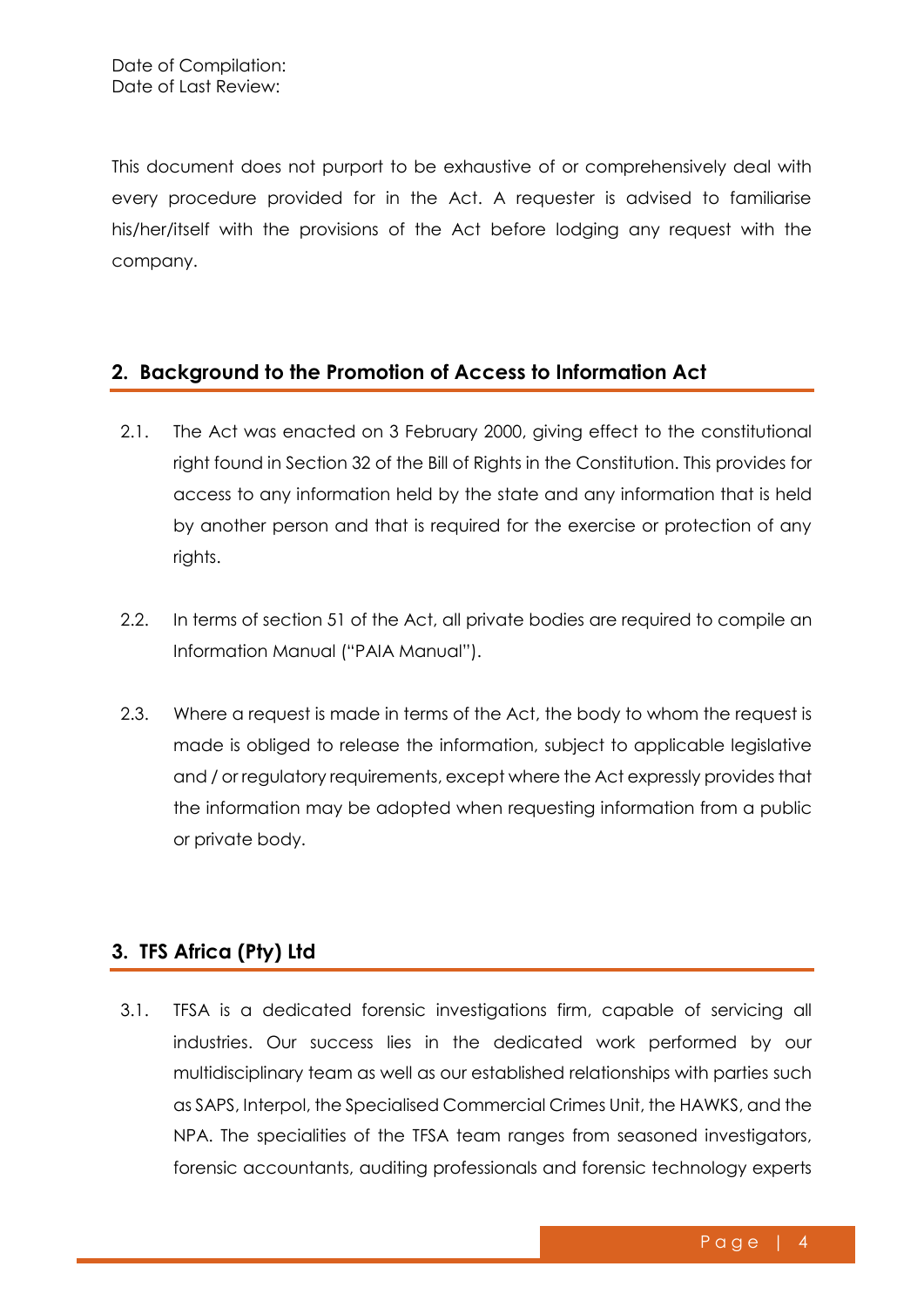Date of Compilation:
Date of Last Review:

This document does not purport to be exhaustive of or comprehensively deal with every procedure provided for in the Act. A requester is advised to familiarise his/her/itself with the provisions of the Act before lodging any request with the company.

## 2. Background to the Promotion of Access to Information Act

2.1. The Act was enacted on 3 February 2000, giving effect to the constitutional right found in Section 32 of the Bill of Rights in the Constitution. This provides for access to any information held by the state and any information that is held by another person and that is required for the exercise or protection of any rights.

2.2. In terms of section 51 of the Act, all private bodies are required to compile an Information Manual ("PAIA Manual").

2.3. Where a request is made in terms of the Act, the body to whom the request is made is obliged to release the information, subject to applicable legislative and / or regulatory requirements, except where the Act expressly provides that the information may be adopted when requesting information from a public or private body.

## 3. TFS Africa (Pty) Ltd

3.1. TFSA is a dedicated forensic investigations firm, capable of servicing all industries. Our success lies in the dedicated work performed by our multidisciplinary team as well as our established relationships with parties such as SAPS, Interpol, the Specialised Commercial Crimes Unit, the HAWKS, and the NPA. The specialities of the TFSA team ranges from seasoned investigators, forensic accountants, auditing professionals and forensic technology experts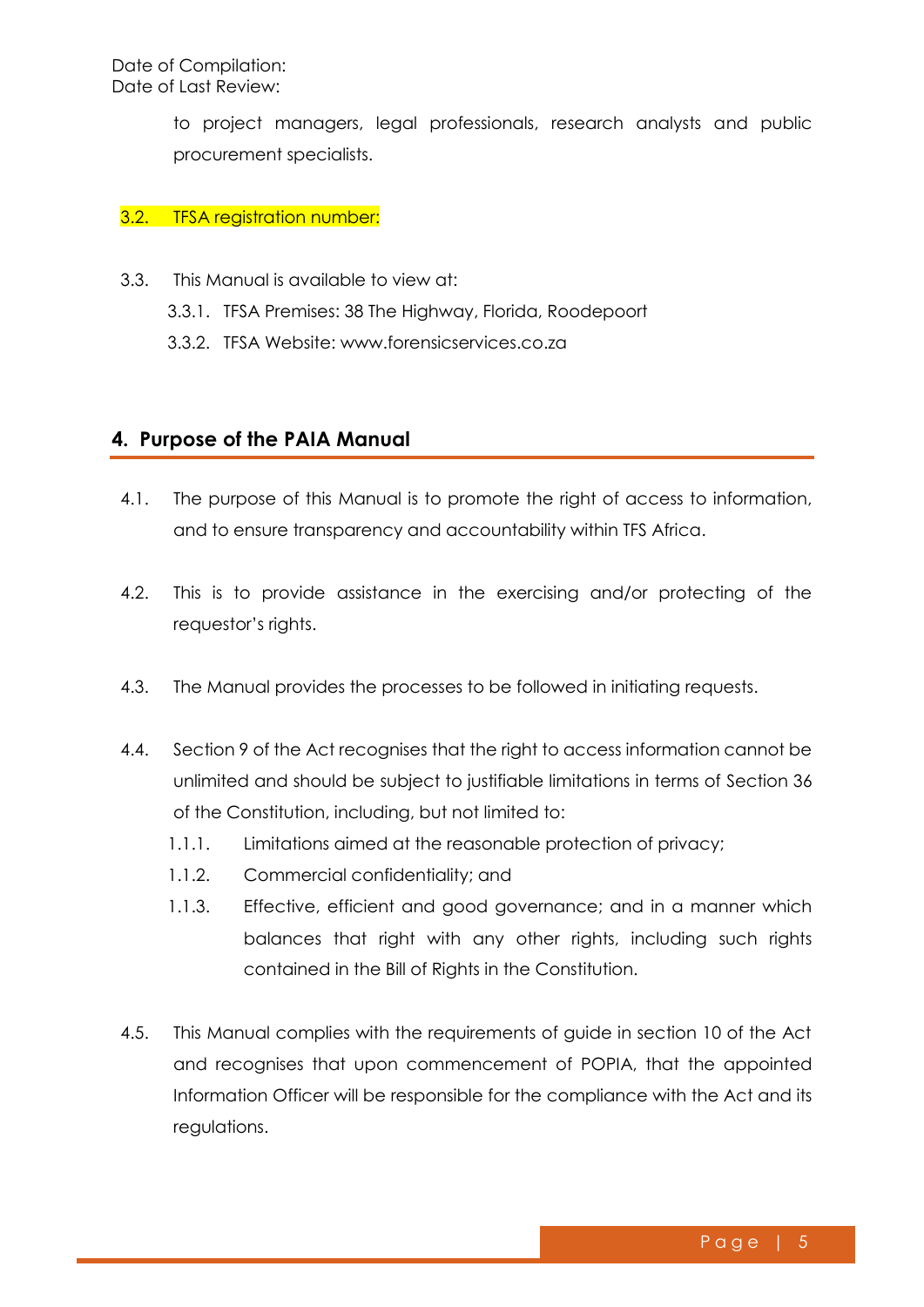to project managers, legal professionals, research analysts and public procurement specialists.

3.2. TFSA registration number:

3.3. This Manual is available to view at:

3.3.1. TFSA Premises: 38 The Highway, Florida, Roodepoort

3.3.2. TFSA Website: www.forensicservices.co.za

## 4. Purpose of the PAIA Manual

4.1. The purpose of this Manual is to promote the right of access to information, and to ensure transparency and accountability within TFS Africa.

4.2. This is to provide assistance in the exercising and/or protecting of the requestor's rights.

4.3. The Manual provides the processes to be followed in initiating requests.

4.4. Section 9 of the Act recognises that the right to access information cannot be unlimited and should be subject to justifiable limitations in terms of Section 36 of the Constitution, including, but not limited to:

1.1.1. Limitations aimed at the reasonable protection of privacy;

1.1.2. Commercial confidentiality; and

1.1.3. Effective, efficient and good governance; and in a manner which balances that right with any other rights, including such rights contained in the Bill of Rights in the Constitution.

4.5. This Manual complies with the requirements of guide in section 10 of the Act and recognises that upon commencement of POPIA, that the appointed Information Officer will be responsible for the compliance with the Act and its regulations.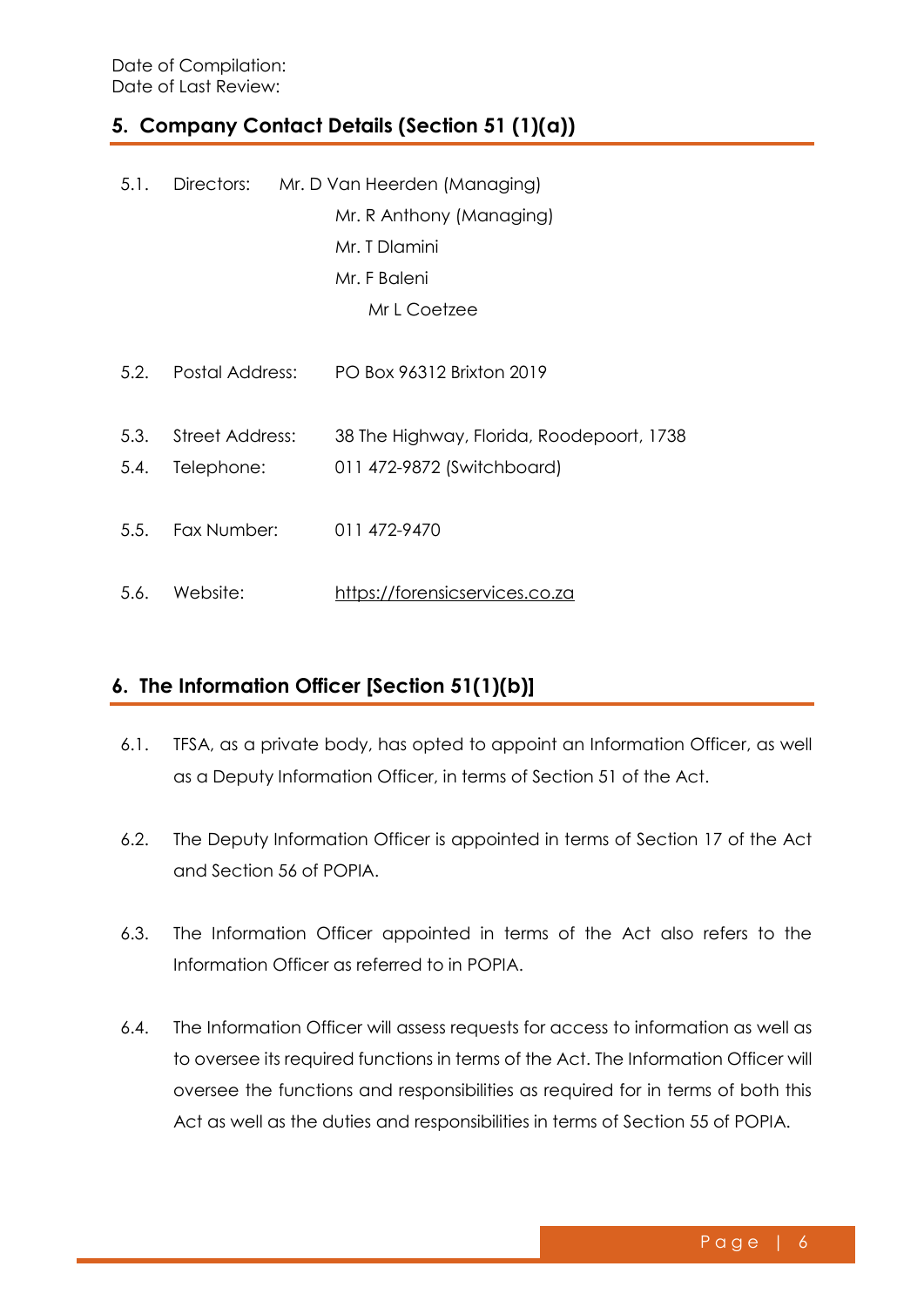Date of Compilation:
Date of Last Review:

## 5. Company Contact Details (Section 51 (1)(a))

5.1. Directors: Mr. D Van Heerden (Managing)
Mr. R Anthony (Managing)
Mr. T Dlamini
Mr. F Baleni
Mr L Coetzee

5.2. Postal Address: PO Box 96312 Brixton 2019

5.3. Street Address: 38 The Highway, Florida, Roodepoort, 1738

5.4. Telephone: 011 472-9872 (Switchboard)

5.5. Fax Number: 011 472-9470

5.6. Website: https://forensicservices.co.za

## 6. The Information Officer [Section 51(1)(b)]

6.1. TFSA, as a private body, has opted to appoint an Information Officer, as well as a Deputy Information Officer, in terms of Section 51 of the Act.

6.2. The Deputy Information Officer is appointed in terms of Section 17 of the Act and Section 56 of POPIA.

6.3. The Information Officer appointed in terms of the Act also refers to the Information Officer as referred to in POPIA.

6.4. The Information Officer will assess requests for access to information as well as to oversee its required functions in terms of the Act. The Information Officer will oversee the functions and responsibilities as required for in terms of both this Act as well as the duties and responsibilities in terms of Section 55 of POPIA.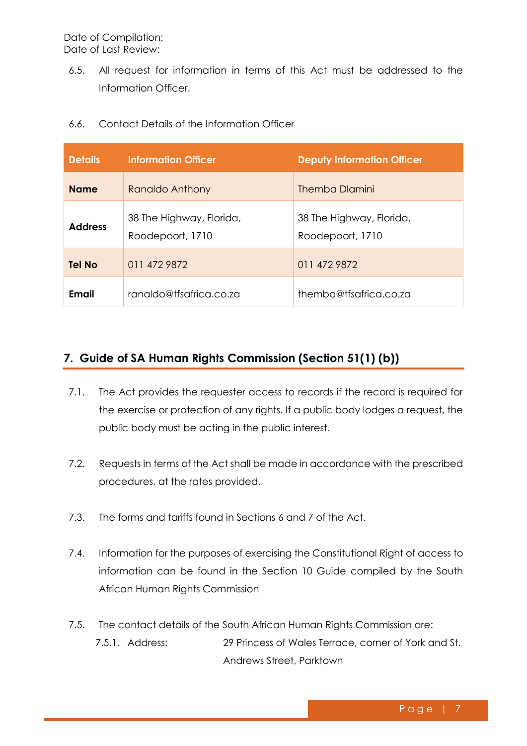Date of Compilation:
Date of Last Review:

6.5. All request for information in terms of this Act must be addressed to the Information Officer.

6.6. Contact Details of the Information Officer

| Details | Information Officer | Deputy Information Officer |
|---|---|---|
| **Name** | Ranaldo Anthony | Themba Dlamini |
| **Address** | 38 The Highway, Florida, Roodepoort, 1710 | 38 The Highway, Florida, Roodepoort, 1710 |
| **Tel No** | 011 472 9872 | 011 472 9872 |
| **Email** | ranaldo@tfsafrica.co.za | themba@tfsafrica.co.za |

## 7. Guide of SA Human Rights Commission (Section 51(1) (b))

7.1. The Act provides the requester access to records if the record is required for the exercise or protection of any rights. If a public body lodges a request, the public body must be acting in the public interest.

7.2. Requests in terms of the Act shall be made in accordance with the prescribed procedures, at the rates provided.

7.3. The forms and tariffs found in Sections 6 and 7 of the Act.

7.4. Information for the purposes of exercising the Constitutional Right of access to information can be found in the Section 10 Guide compiled by the South African Human Rights Commission

7.5. The contact details of the South African Human Rights Commission are:

7.5.1. Address: 29 Princess of Wales Terrace, corner of York and St. Andrews Street, Parktown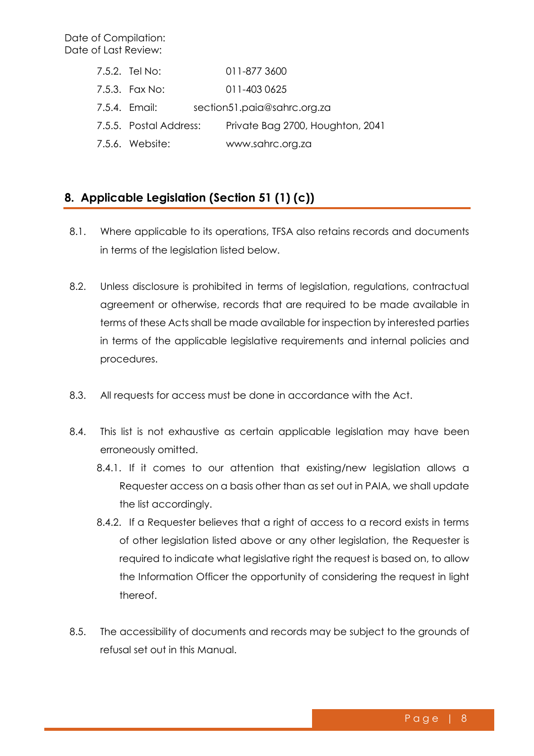7.5.2. Tel No: 011-877 3600

7.5.3. Fax No: 011-403 0625

7.5.4. Email: section51.paia@sahrc.org.za

7.5.5. Postal Address: Private Bag 2700, Houghton, 2041

7.5.6. Website: www.sahrc.org.za

## 8. Applicable Legislation (Section 51 (1) (c))

8.1. Where applicable to its operations, TFSA also retains records and documents in terms of the legislation listed below.

8.2. Unless disclosure is prohibited in terms of legislation, regulations, contractual agreement or otherwise, records that are required to be made available in terms of these Acts shall be made available for inspection by interested parties in terms of the applicable legislative requirements and internal policies and procedures.

8.3. All requests for access must be done in accordance with the Act.

8.4. This list is not exhaustive as certain applicable legislation may have been erroneously omitted.

8.4.1. If it comes to our attention that existing/new legislation allows a Requester access on a basis other than as set out in PAIA, we shall update the list accordingly.

8.4.2. If a Requester believes that a right of access to a record exists in terms of other legislation listed above or any other legislation, the Requester is required to indicate what legislative right the request is based on, to allow the Information Officer the opportunity of considering the request in light thereof.

8.5. The accessibility of documents and records may be subject to the grounds of refusal set out in this Manual.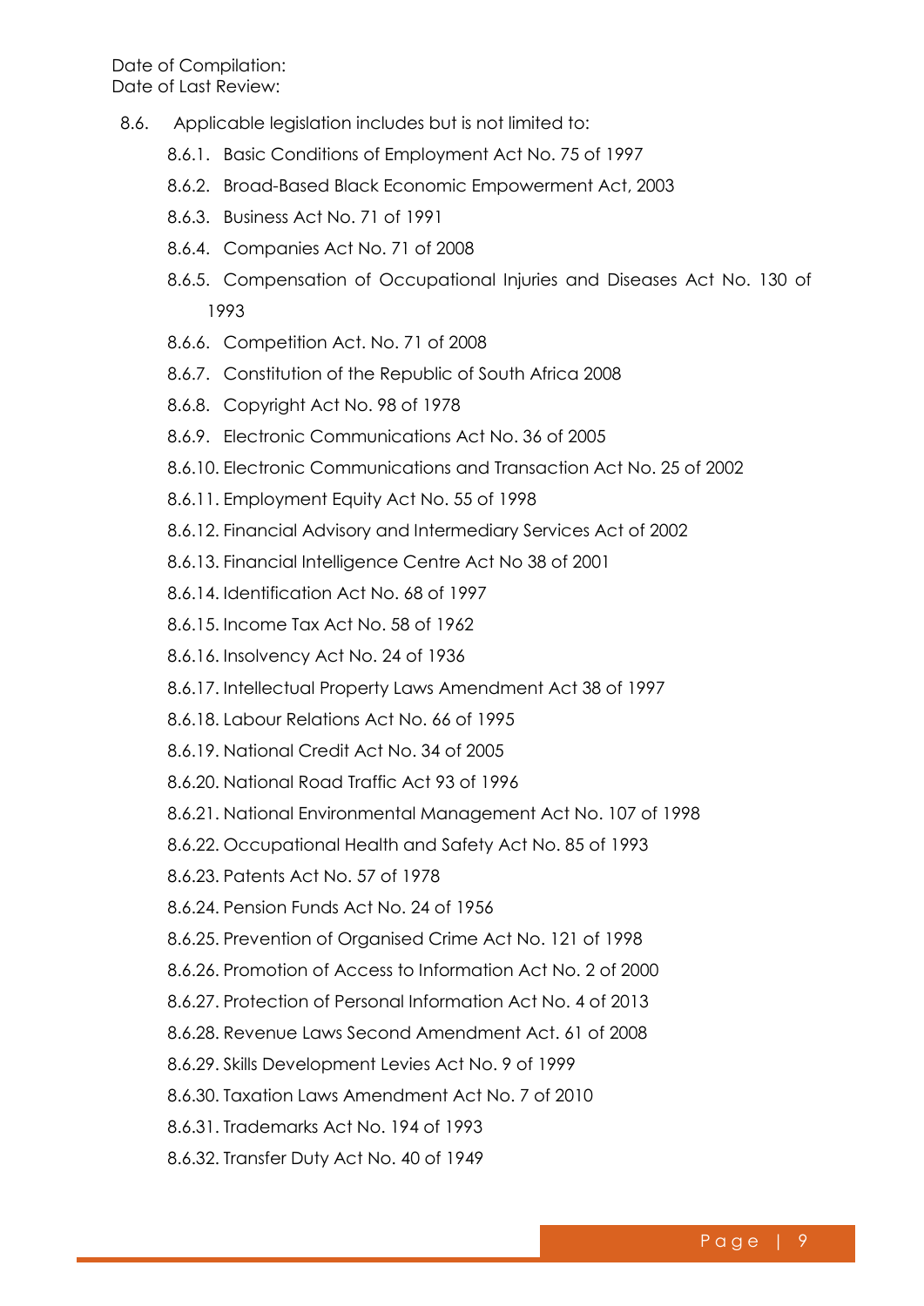Date of Compilation:
Date of Last Review:

8.6. Applicable legislation includes but is not limited to:

- 8.6.1. Basic Conditions of Employment Act No. 75 of 1997
- 8.6.2. Broad-Based Black Economic Empowerment Act, 2003
- 8.6.3. Business Act No. 71 of 1991
- 8.6.4. Companies Act No. 71 of 2008
- 8.6.5. Compensation of Occupational Injuries and Diseases Act No. 130 of 1993
- 8.6.6. Competition Act. No. 71 of 2008
- 8.6.7. Constitution of the Republic of South Africa 2008
- 8.6.8. Copyright Act No. 98 of 1978
- 8.6.9. Electronic Communications Act No. 36 of 2005
- 8.6.10. Electronic Communications and Transaction Act No. 25 of 2002
- 8.6.11. Employment Equity Act No. 55 of 1998
- 8.6.12. Financial Advisory and Intermediary Services Act of 2002
- 8.6.13. Financial Intelligence Centre Act No 38 of 2001
- 8.6.14. Identification Act No. 68 of 1997
- 8.6.15. Income Tax Act No. 58 of 1962
- 8.6.16. Insolvency Act No. 24 of 1936
- 8.6.17. Intellectual Property Laws Amendment Act 38 of 1997
- 8.6.18. Labour Relations Act No. 66 of 1995
- 8.6.19. National Credit Act No. 34 of 2005
- 8.6.20. National Road Traffic Act 93 of 1996
- 8.6.21. National Environmental Management Act No. 107 of 1998
- 8.6.22. Occupational Health and Safety Act No. 85 of 1993
- 8.6.23. Patents Act No. 57 of 1978
- 8.6.24. Pension Funds Act No. 24 of 1956
- 8.6.25. Prevention of Organised Crime Act No. 121 of 1998
- 8.6.26. Promotion of Access to Information Act No. 2 of 2000
- 8.6.27. Protection of Personal Information Act No. 4 of 2013
- 8.6.28. Revenue Laws Second Amendment Act. 61 of 2008
- 8.6.29. Skills Development Levies Act No. 9 of 1999
- 8.6.30. Taxation Laws Amendment Act No. 7 of 2010
- 8.6.31. Trademarks Act No. 194 of 1993
- 8.6.32. Transfer Duty Act No. 40 of 1949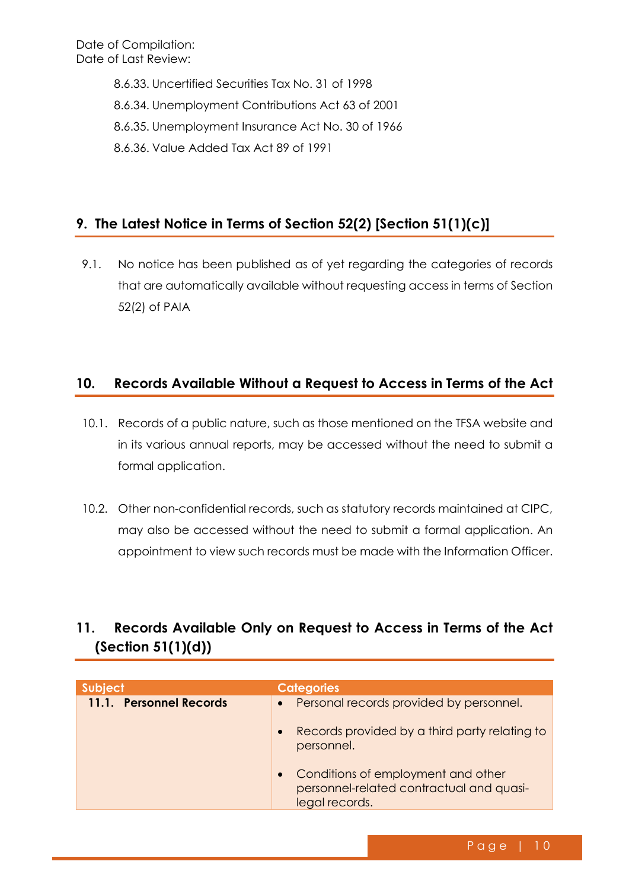Date of Compilation:
Date of Last Review:

8.6.33. Uncertified Securities Tax No. 31 of 1998

8.6.34. Unemployment Contributions Act 63 of 2001

8.6.35. Unemployment Insurance Act No. 30 of 1966

8.6.36. Value Added Tax Act 89 of 1991

## 9. The Latest Notice in Terms of Section 52(2) [Section 51(1)(c)]

9.1. No notice has been published as of yet regarding the categories of records that are automatically available without requesting access in terms of Section 52(2) of PAIA

## 10. Records Available Without a Request to Access in Terms of the Act

10.1. Records of a public nature, such as those mentioned on the TFSA website and in its various annual reports, may be accessed without the need to submit a formal application.

10.2. Other non-confidential records, such as statutory records maintained at CIPC, may also be accessed without the need to submit a formal application. An appointment to view such records must be made with the Information Officer.

## 11. Records Available Only on Request to Access in Terms of the Act (Section 51(1)(d))

| Subject | Categories |
|---|---|
| **11.1. Personnel Records** | • Personal records provided by personnel.<br>• Records provided by a third party relating to personnel.<br>• Conditions of employment and other personnel-related contractual and quasi-legal records. |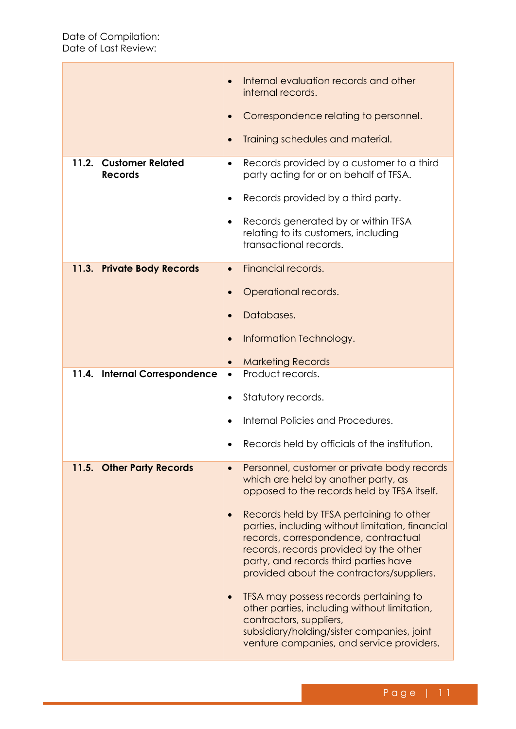Date of Compilation:
Date of Last Review:

| | |
|---|---|
| | • Internal evaluation records and other internal records.<br>• Correspondence relating to personnel.<br>• Training schedules and material. |
| **11.2. Customer Related Records** | • Records provided by a customer to a third party acting for or on behalf of TFSA.<br>• Records provided by a third party.<br>• Records generated by or within TFSA relating to its customers, including transactional records. |
| **11.3. Private Body Records** | • Financial records.<br>• Operational records.<br>• Databases.<br>• Information Technology.<br>• Marketing Records |
| **11.4. Internal Correspondence** | • Product records.<br>• Statutory records.<br>• Internal Policies and Procedures.<br>• Records held by officials of the institution. |
| **11.5. Other Party Records** | • Personnel, customer or private body records which are held by another party, as opposed to the records held by TFSA itself.<br>• Records held by TFSA pertaining to other parties, including without limitation, financial records, correspondence, contractual records, records provided by the other party, and records third parties have provided about the contractors/suppliers.<br>• TFSA may possess records pertaining to other parties, including without limitation, contractors, suppliers, subsidiary/holding/sister companies, joint venture companies, and service providers. |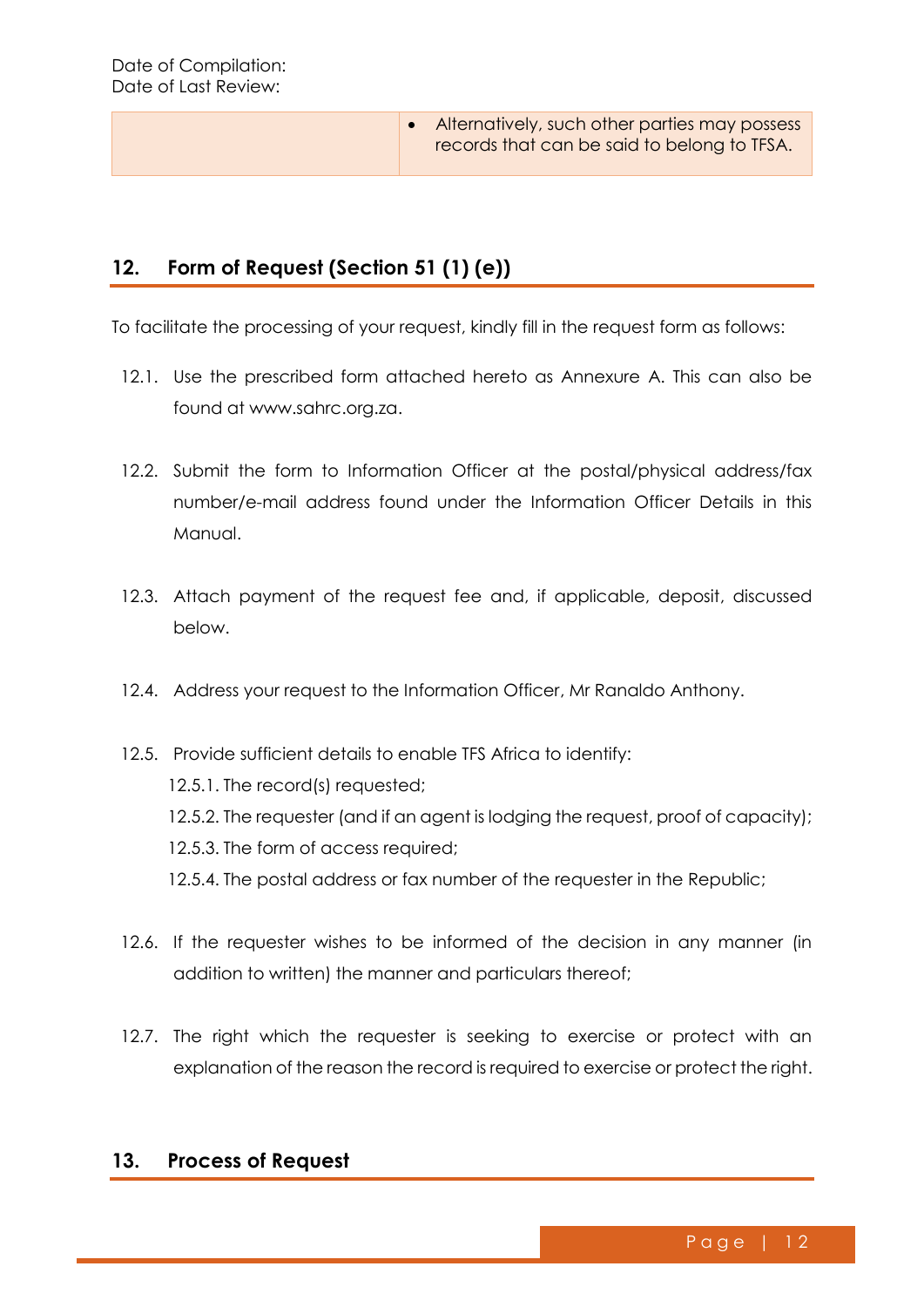Date of Compilation:
Date of Last Review:

| | • Alternatively, such other parties may possess records that can be said to belong to TFSA. |
|---|---|

## 12. Form of Request (Section 51 (1) (e))

To facilitate the processing of your request, kindly fill in the request form as follows:

12.1. Use the prescribed form attached hereto as Annexure A. This can also be found at www.sahrc.org.za.

12.2. Submit the form to Information Officer at the postal/physical address/fax number/e-mail address found under the Information Officer Details in this Manual.

12.3. Attach payment of the request fee and, if applicable, deposit, discussed below.

12.4. Address your request to the Information Officer, Mr Ranaldo Anthony.

12.5. Provide sufficient details to enable TFS Africa to identify:

12.5.1. The record(s) requested;

12.5.2. The requester (and if an agent is lodging the request, proof of capacity);

12.5.3. The form of access required;

12.5.4. The postal address or fax number of the requester in the Republic;

12.6. If the requester wishes to be informed of the decision in any manner (in addition to written) the manner and particulars thereof;

12.7. The right which the requester is seeking to exercise or protect with an explanation of the reason the record is required to exercise or protect the right.

## 13. Process of Request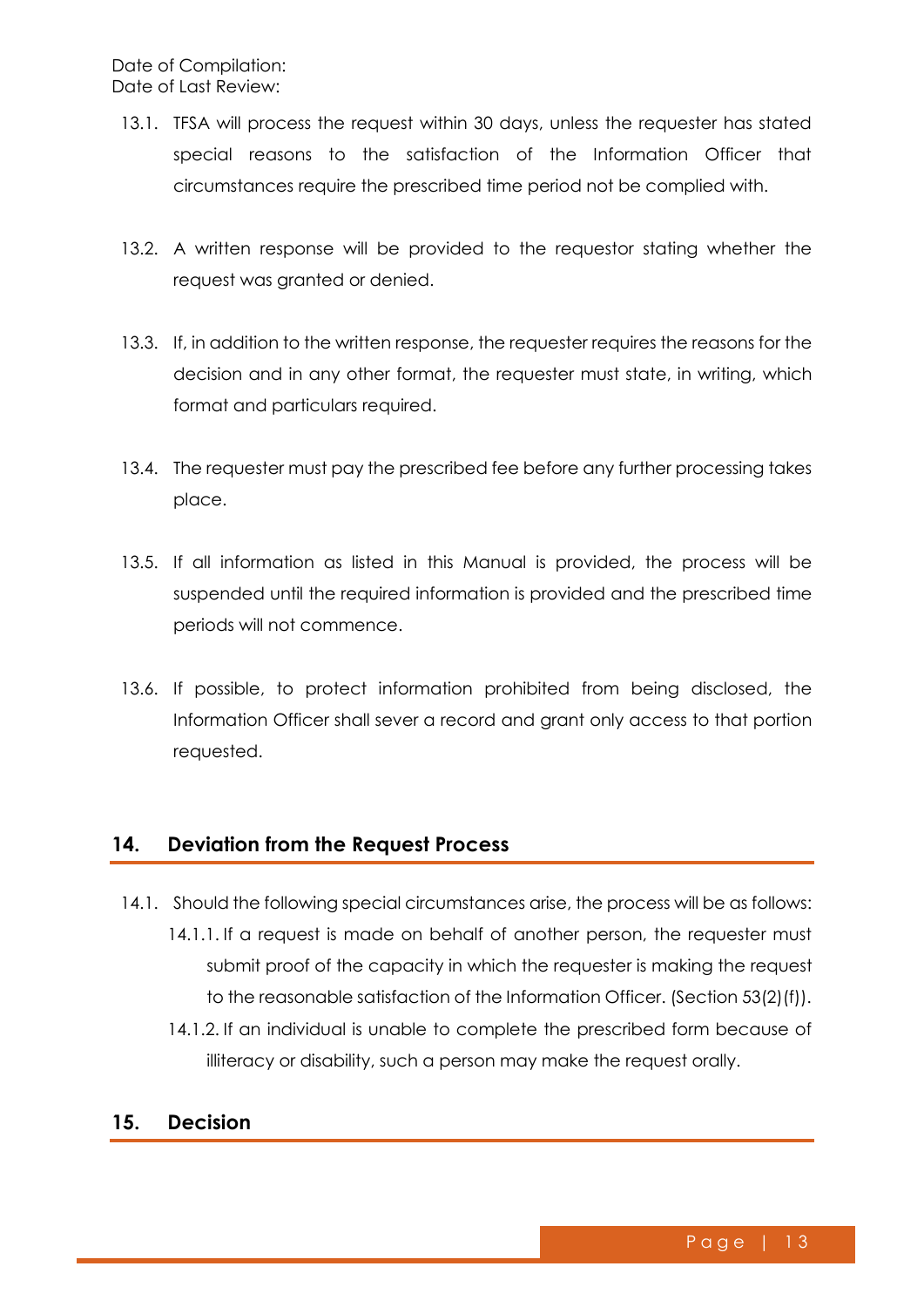13.1. TFSA will process the request within 30 days, unless the requester has stated special reasons to the satisfaction of the Information Officer that circumstances require the prescribed time period not be complied with.

13.2. A written response will be provided to the requestor stating whether the request was granted or denied.

13.3. If, in addition to the written response, the requester requires the reasons for the decision and in any other format, the requester must state, in writing, which format and particulars required.

13.4. The requester must pay the prescribed fee before any further processing takes place.

13.5. If all information as listed in this Manual is provided, the process will be suspended until the required information is provided and the prescribed time periods will not commence.

13.6. If possible, to protect information prohibited from being disclosed, the Information Officer shall sever a record and grant only access to that portion requested.

## 14. Deviation from the Request Process

14.1. Should the following special circumstances arise, the process will be as follows:

14.1.1. If a request is made on behalf of another person, the requester must submit proof of the capacity in which the requester is making the request to the reasonable satisfaction of the Information Officer. (Section 53(2)(f)).

14.1.2. If an individual is unable to complete the prescribed form because of illiteracy or disability, such a person may make the request orally.

## 15. Decision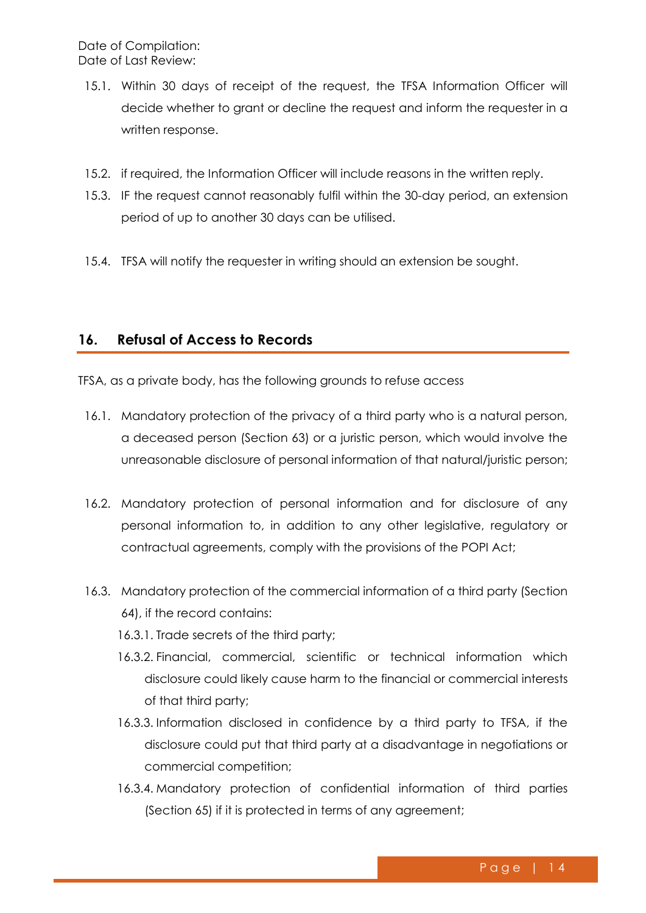Date of Compilation:
Date of Last Review:

15.1. Within 30 days of receipt of the request, the TFSA Information Officer will decide whether to grant or decline the request and inform the requester in a written response.

15.2. if required, the Information Officer will include reasons in the written reply.

15.3. IF the request cannot reasonably fulfil within the 30-day period, an extension period of up to another 30 days can be utilised.

15.4. TFSA will notify the requester in writing should an extension be sought.

## 16. Refusal of Access to Records

TFSA, as a private body, has the following grounds to refuse access

16.1. Mandatory protection of the privacy of a third party who is a natural person, a deceased person (Section 63) or a juristic person, which would involve the unreasonable disclosure of personal information of that natural/juristic person;

16.2. Mandatory protection of personal information and for disclosure of any personal information to, in addition to any other legislative, regulatory or contractual agreements, comply with the provisions of the POPI Act;

16.3. Mandatory protection of the commercial information of a third party (Section 64), if the record contains:

16.3.1. Trade secrets of the third party;

16.3.2. Financial, commercial, scientific or technical information which disclosure could likely cause harm to the financial or commercial interests of that third party;

16.3.3. Information disclosed in confidence by a third party to TFSA, if the disclosure could put that third party at a disadvantage in negotiations or commercial competition;

16.3.4. Mandatory protection of confidential information of third parties (Section 65) if it is protected in terms of any agreement;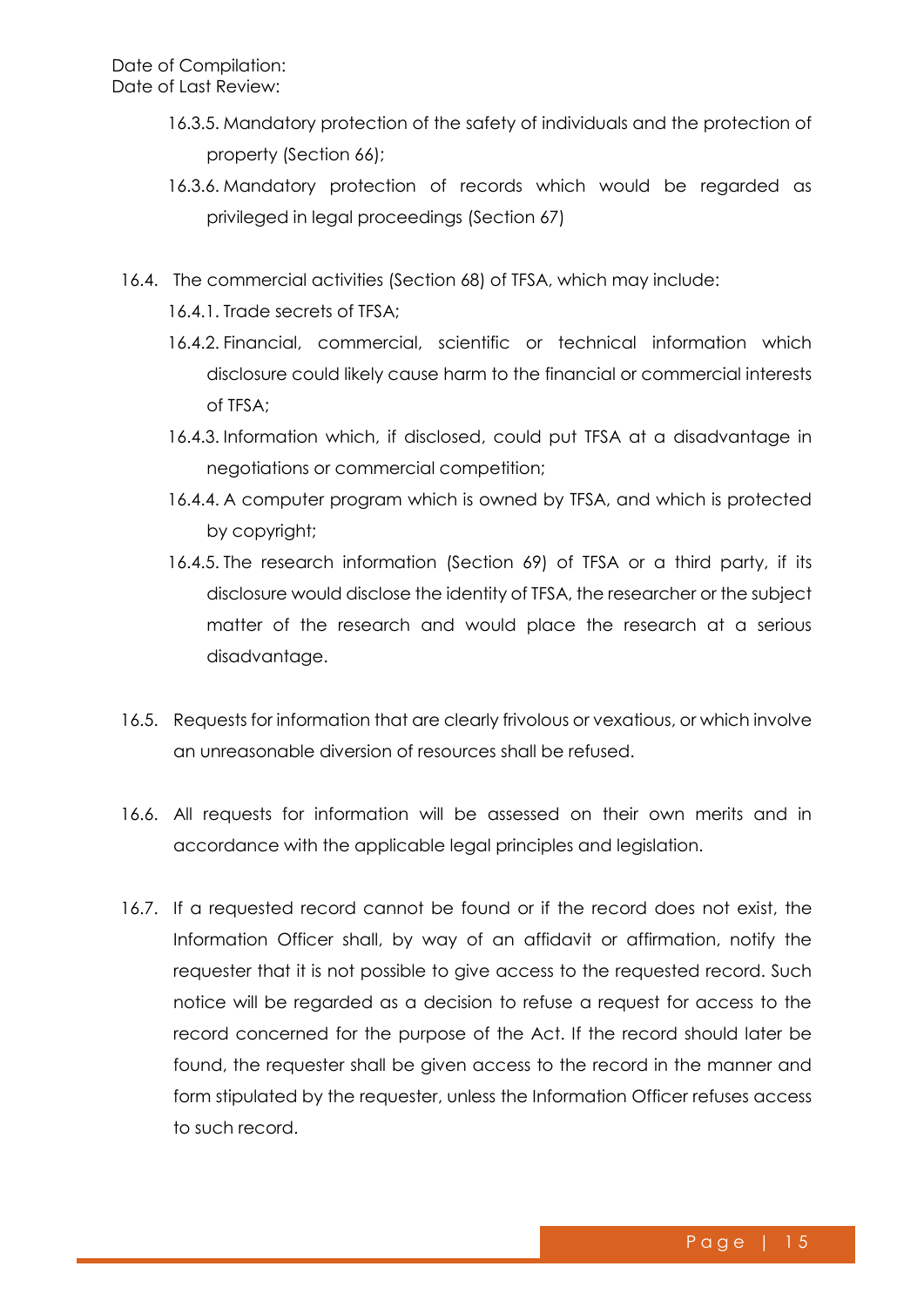16.3.5. Mandatory protection of the safety of individuals and the protection of property (Section 66);

16.3.6. Mandatory protection of records which would be regarded as privileged in legal proceedings (Section 67)

16.4. The commercial activities (Section 68) of TFSA, which may include:

16.4.1. Trade secrets of TFSA;

16.4.2. Financial, commercial, scientific or technical information which disclosure could likely cause harm to the financial or commercial interests of TFSA;

16.4.3. Information which, if disclosed, could put TFSA at a disadvantage in negotiations or commercial competition;

16.4.4. A computer program which is owned by TFSA, and which is protected by copyright;

16.4.5. The research information (Section 69) of TFSA or a third party, if its disclosure would disclose the identity of TFSA, the researcher or the subject matter of the research and would place the research at a serious disadvantage.

16.5. Requests for information that are clearly frivolous or vexatious, or which involve an unreasonable diversion of resources shall be refused.

16.6. All requests for information will be assessed on their own merits and in accordance with the applicable legal principles and legislation.

16.7. If a requested record cannot be found or if the record does not exist, the Information Officer shall, by way of an affidavit or affirmation, notify the requester that it is not possible to give access to the requested record. Such notice will be regarded as a decision to refuse a request for access to the record concerned for the purpose of the Act. If the record should later be found, the requester shall be given access to the record in the manner and form stipulated by the requester, unless the Information Officer refuses access to such record.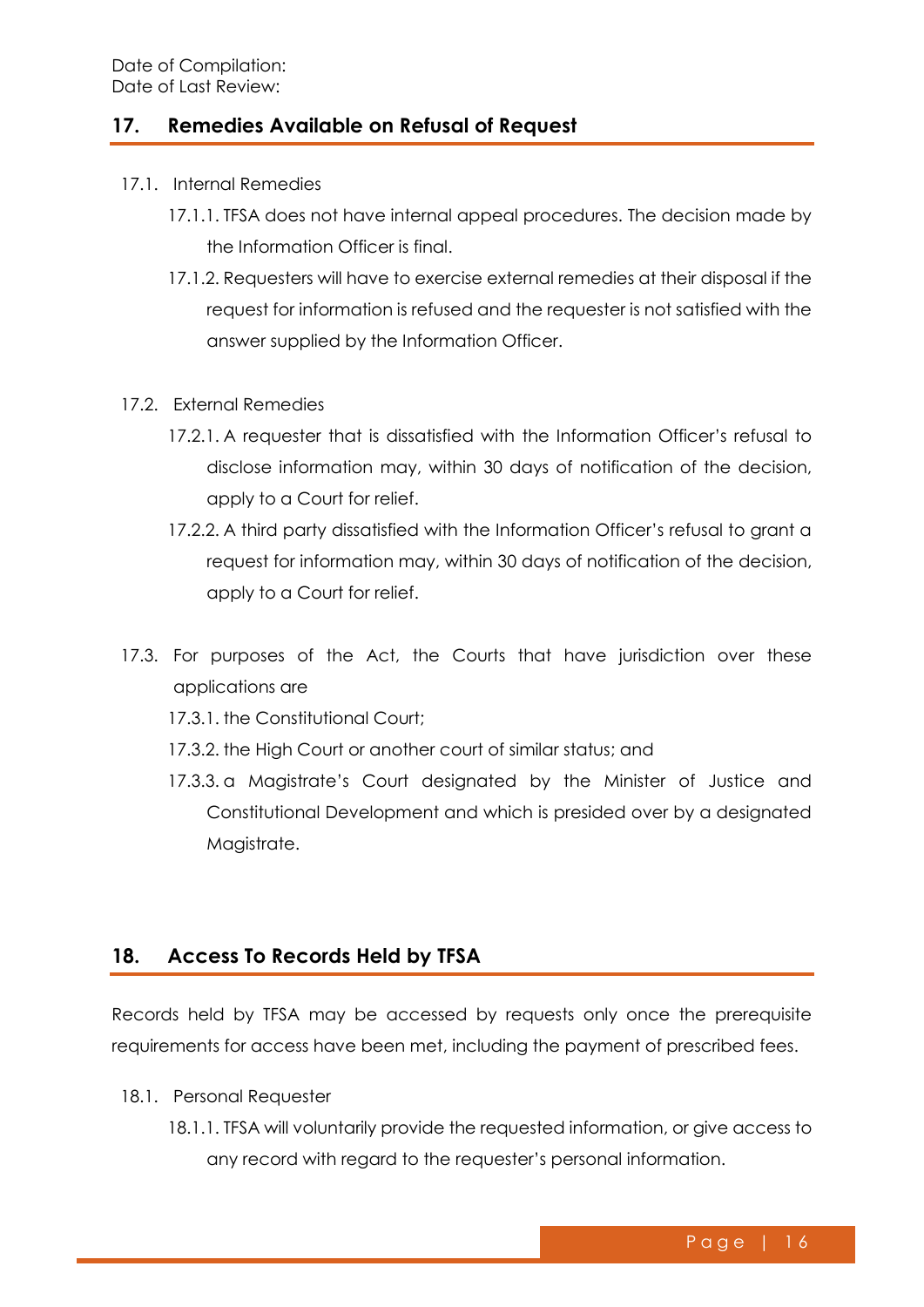Date of Compilation:
Date of Last Review:

## 17. Remedies Available on Refusal of Request

17.1. Internal Remedies

17.1.1. TFSA does not have internal appeal procedures. The decision made by the Information Officer is final.

17.1.2. Requesters will have to exercise external remedies at their disposal if the request for information is refused and the requester is not satisfied with the answer supplied by the Information Officer.

17.2. External Remedies

17.2.1. A requester that is dissatisfied with the Information Officer's refusal to disclose information may, within 30 days of notification of the decision, apply to a Court for relief.

17.2.2. A third party dissatisfied with the Information Officer's refusal to grant a request for information may, within 30 days of notification of the decision, apply to a Court for relief.

17.3. For purposes of the Act, the Courts that have jurisdiction over these applications are

17.3.1. the Constitutional Court;

17.3.2. the High Court or another court of similar status; and

17.3.3. a Magistrate's Court designated by the Minister of Justice and Constitutional Development and which is presided over by a designated Magistrate.

## 18. Access To Records Held by TFSA

Records held by TFSA may be accessed by requests only once the prerequisite requirements for access have been met, including the payment of prescribed fees.

18.1. Personal Requester

18.1.1. TFSA will voluntarily provide the requested information, or give access to any record with regard to the requester's personal information.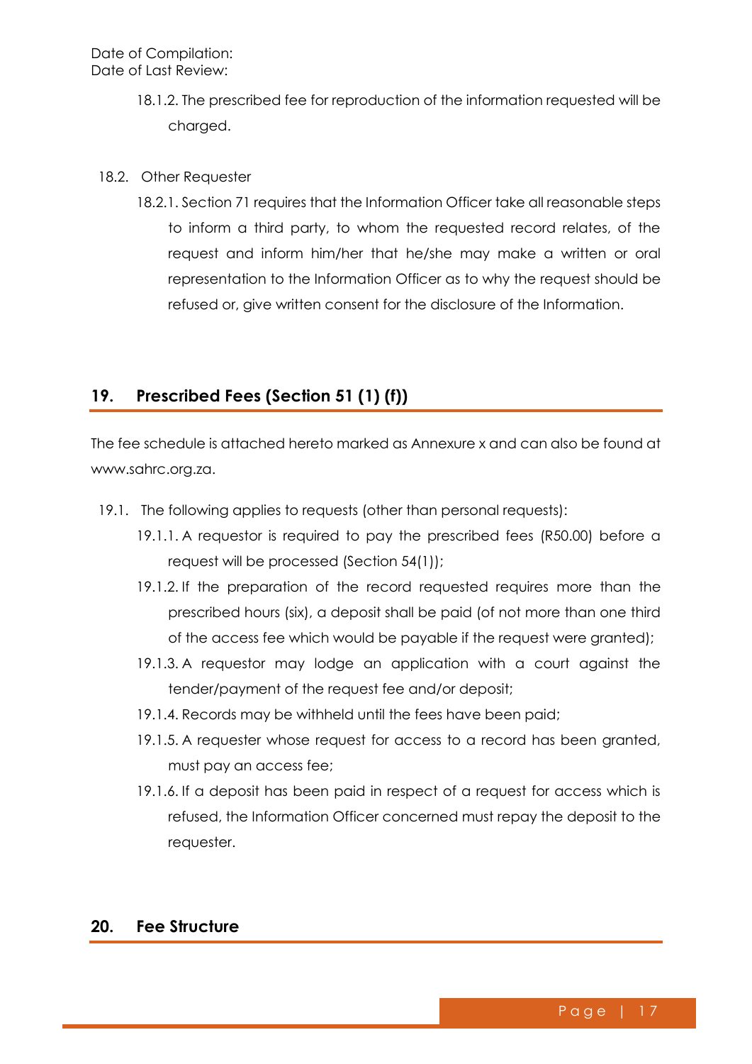Date of Compilation:
Date of Last Review:

18.1.2. The prescribed fee for reproduction of the information requested will be charged.

18.2. Other Requester

18.2.1. Section 71 requires that the Information Officer take all reasonable steps to inform a third party, to whom the requested record relates, of the request and inform him/her that he/she may make a written or oral representation to the Information Officer as to why the request should be refused or, give written consent for the disclosure of the Information.

## 19. Prescribed Fees (Section 51 (1) (f))

The fee schedule is attached hereto marked as Annexure x and can also be found at www.sahrc.org.za.

19.1. The following applies to requests (other than personal requests):

19.1.1. A requestor is required to pay the prescribed fees (R50.00) before a request will be processed (Section 54(1));

19.1.2. If the preparation of the record requested requires more than the prescribed hours (six), a deposit shall be paid (of not more than one third of the access fee which would be payable if the request were granted);

19.1.3. A requestor may lodge an application with a court against the tender/payment of the request fee and/or deposit;

19.1.4. Records may be withheld until the fees have been paid;

19.1.5. A requester whose request for access to a record has been granted, must pay an access fee;

19.1.6. If a deposit has been paid in respect of a request for access which is refused, the Information Officer concerned must repay the deposit to the requester.

## 20. Fee Structure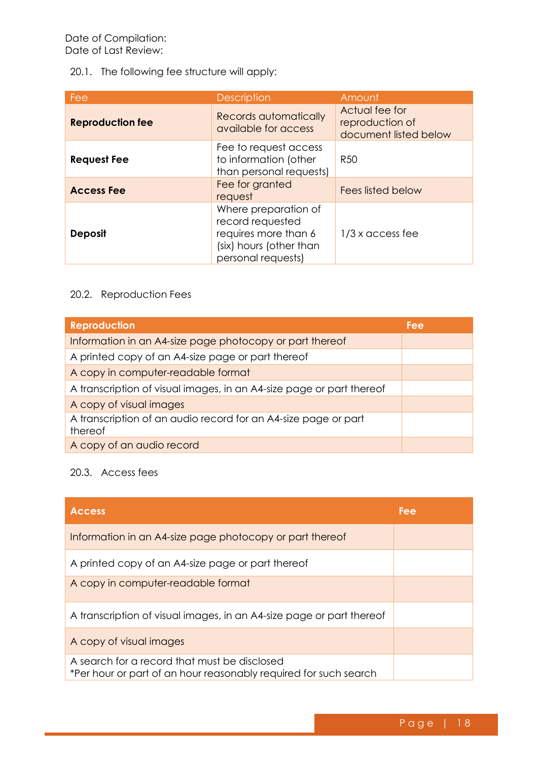Date of Compilation:
Date of Last Review:

20.1. The following fee structure will apply:

| Fee | Description | Amount |
|---|---|---|
| **Reproduction fee** | Records automatically available for access | Actual fee for reproduction of document listed below |
| **Request Fee** | Fee to request access to information (other than personal requests) | R50 |
| **Access Fee** | Fee for granted request | Fees listed below |
| **Deposit** | Where preparation of record requested requires more than 6 (six) hours (other than personal requests) | 1/3 x access fee |

20.2. Reproduction Fees

| Reproduction | Fee |
|---|---|
| Information in an A4-size page photocopy or part thereof | |
| A printed copy of an A4-size page or part thereof | |
| A copy in computer-readable format | |
| A transcription of visual images, in an A4-size page or part thereof | |
| A copy of visual images | |
| A transcription of an audio record for an A4-size page or part thereof | |
| A copy of an audio record | |

20.3. Access fees

| Access | Fee |
|---|---|
| Information in an A4-size page photocopy or part thereof | |
| A printed copy of an A4-size page or part thereof | |
| A copy in computer-readable format | |
| A transcription of visual images, in an A4-size page or part thereof | |
| A copy of visual images | |
| A search for a record that must be disclosed<br>*Per hour or part of an hour reasonably required for such search | |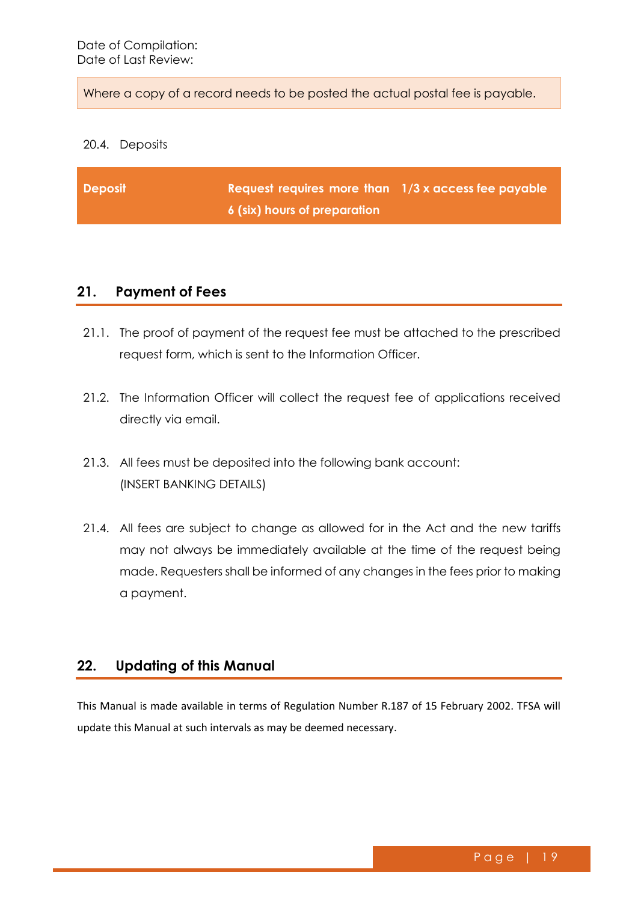Date of Compilation:
Date of Last Review:

| Where a copy of a record needs to be posted the actual postal fee is payable. |
|---|

20.4. Deposits

| Deposit | Request requires more than 6 (six) hours of preparation | 1/3 x access fee payable |
|---|---|---|

## 21. Payment of Fees

21.1. The proof of payment of the request fee must be attached to the prescribed request form, which is sent to the Information Officer.

21.2. The Information Officer will collect the request fee of applications received directly via email.

21.3. All fees must be deposited into the following bank account:
(INSERT BANKING DETAILS)

21.4. All fees are subject to change as allowed for in the Act and the new tariffs may not always be immediately available at the time of the request being made. Requesters shall be informed of any changes in the fees prior to making a payment.

## 22. Updating of this Manual

This Manual is made available in terms of Regulation Number R.187 of 15 February 2002. TFSA will update this Manual at such intervals as may be deemed necessary.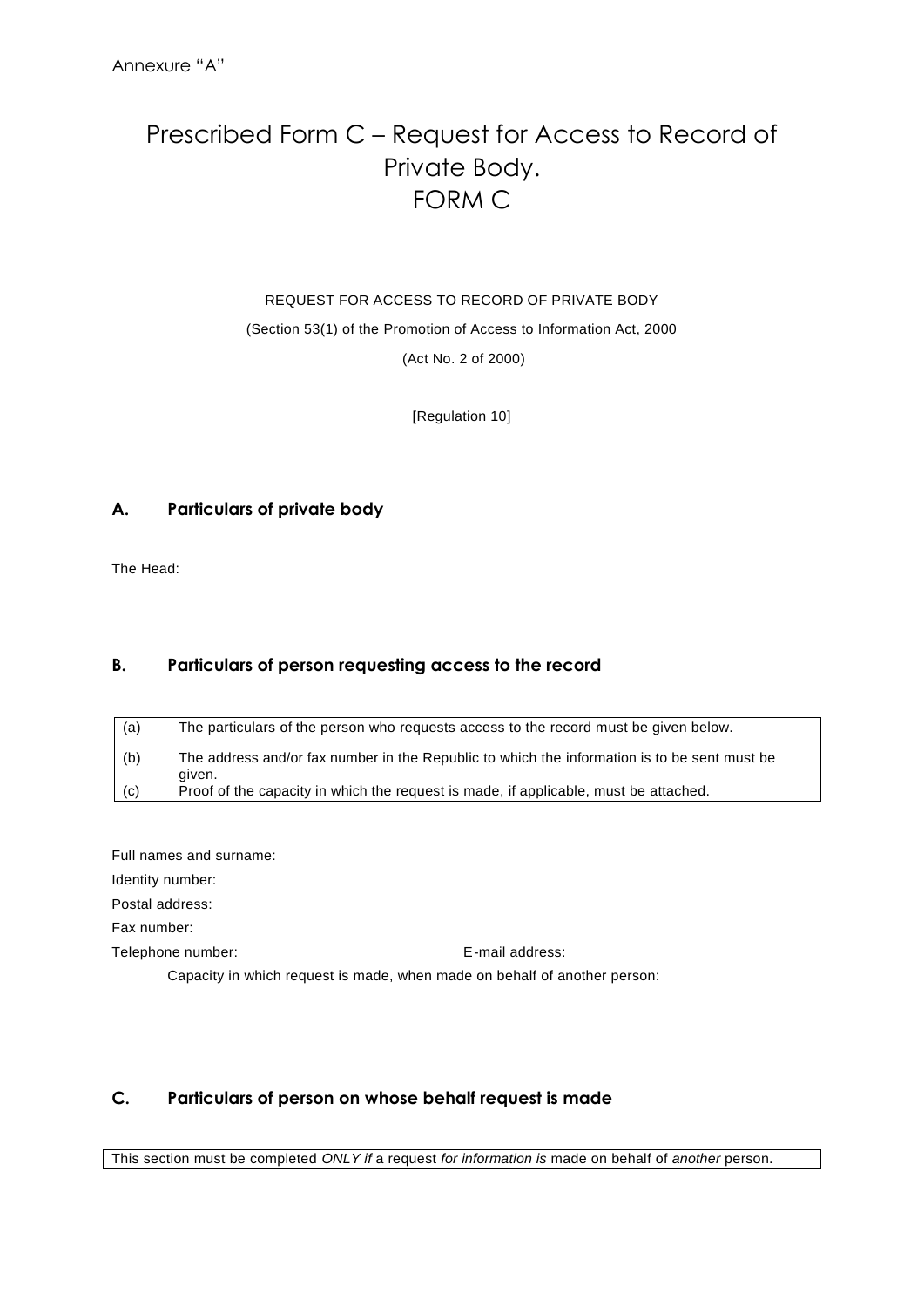Annexure “A”

# Prescribed Form C – Request for Access to Record of Private Body.
# FORM C

REQUEST FOR ACCESS TO RECORD OF PRIVATE BODY

(Section 53(1) of the Promotion of Access to Information Act, 2000

(Act No. 2 of 2000)

[Regulation 10]

## A. Particulars of private body

The Head:

## B. Particulars of person requesting access to the record

| | |
|---|---|
| (a) | The particulars of the person who requests access to the record must be given below. |
| (b) | The address and/or fax number in the Republic to which the information is to be sent must be given. |
| (c) | Proof of the capacity in which the request is made, if applicable, must be attached. |

Full names and surname:

Identity number:

Postal address:

Fax number:

Telephone number: E-mail address:

Capacity in which request is made, when made on behalf of another person:

## C. Particulars of person on whose behalf request is made

| |
|---|
| This section must be completed *ONLY if* a request *for information is* made on behalf of *another* person. |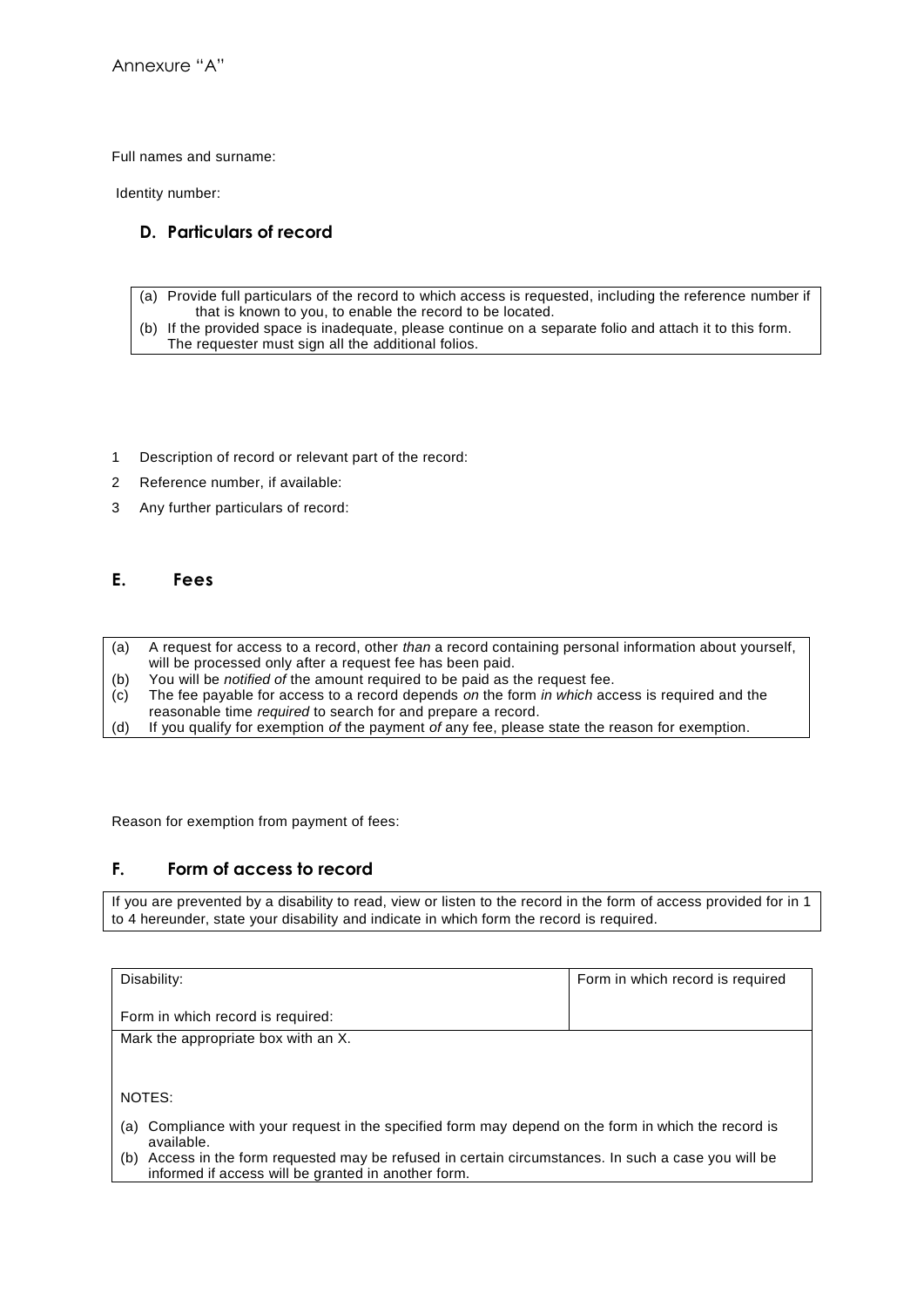Annexure "A"

Full names and surname:

Identity number:

## D. Particulars of record

| (a) Provide full particulars of the record to which access is requested, including the reference number if that is known to you, to enable the record to be located.<br>(b) If the provided space is inadequate, please continue on a separate folio and attach it to this form. The requester must sign all the additional folios. |
|---|

1 Description of record or relevant part of the record:

2 Reference number, if available:

3 Any further particulars of record:

## E. Fees

| | |
|---|---|
| (a) | A request for access to a record, other *than* a record containing personal information about yourself, will be processed only after a request fee has been paid. |
| (b) | You will be *notified of* the amount required to be paid as the request fee. |
| (c) | The fee payable for access to a record depends *on* the form *in which* access is required and the reasonable time *required* to search for and prepare a record. |
| (d) | If you qualify for exemption *of* the payment *of* any fee, please state the reason for exemption. |

Reason for exemption from payment of fees:

## F. Form of access to record

| If you are prevented by a disability to read, view or listen to the record in the form of access provided for in 1 to 4 hereunder, state your disability and indicate in which form the record is required. |
|---|

| Disability:<br><br>Form in which record is required: | Form in which record is required |
|---|---|
| Mark the appropriate box with an X.<br><br>NOTES:<br>(a) Compliance with your request in the specified form may depend on the form in which the record is available.<br>(b) Access in the form requested may be refused in certain circumstances. In such a case you will be informed if access will be granted in another form. | |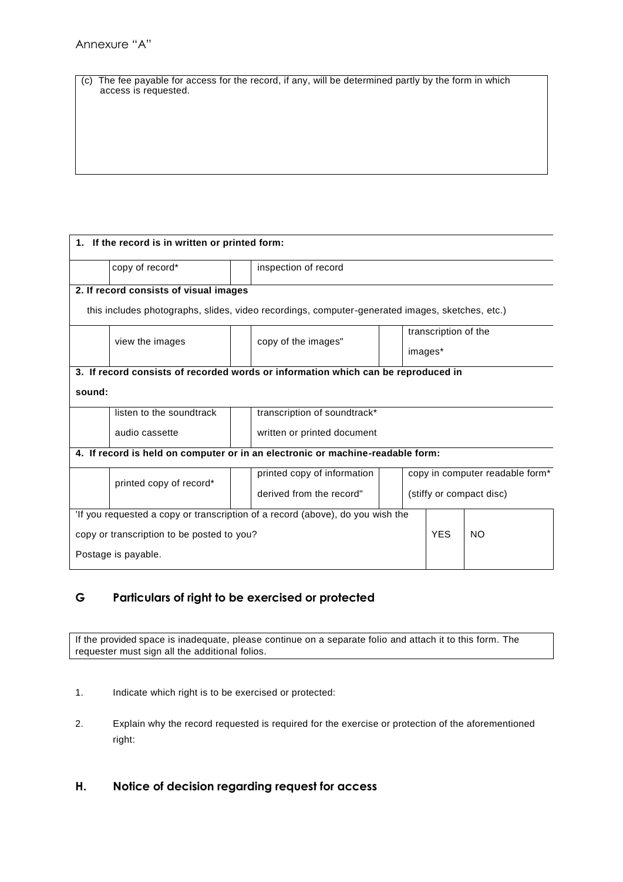Annexure "A"

| (c) The fee payable for access for the record, if any, will be determined partly by the form in which access is requested. |
|---|

| **1. If the record is in written or printed form:** | | | | | | | |
|---|---|---|---|---|---|---|---|
| | copy of record* | | inspection of record | | | | |
| **2. If record consists of visual images** this includes photographs, slides, video recordings, computer-generated images, sketches, etc.) | | | | | | | |
| | view the images | | copy of the images" | | transcription of the images* | | |
| **3. If record consists of recorded words or information which can be reproduced in sound:** | | | | | | | |
| | listen to the soundtrack audio cassette | | transcription of soundtrack* written or printed document | | | | |
| **4. If record is held on computer or in an electronic or machine-readable form:** | | | | | | | |
| | printed copy of record* | | printed copy of information derived from the record" | | copy in computer readable form* (stiffy or compact disc) | | |
| 'If you requested a copy or transcription of a record (above), do you wish the copy or transcription to be posted to you? Postage is payable. | | | | | | YES | NO |

## G Particulars of right to be exercised or protected

| If the provided space is inadequate, please continue on a separate folio and attach it to this form. The requester must sign all the additional folios. |
|---|

1. Indicate which right is to be exercised or protected:

2. Explain why the record requested is required for the exercise or protection of the aforementioned right:

## H. Notice of decision regarding request for access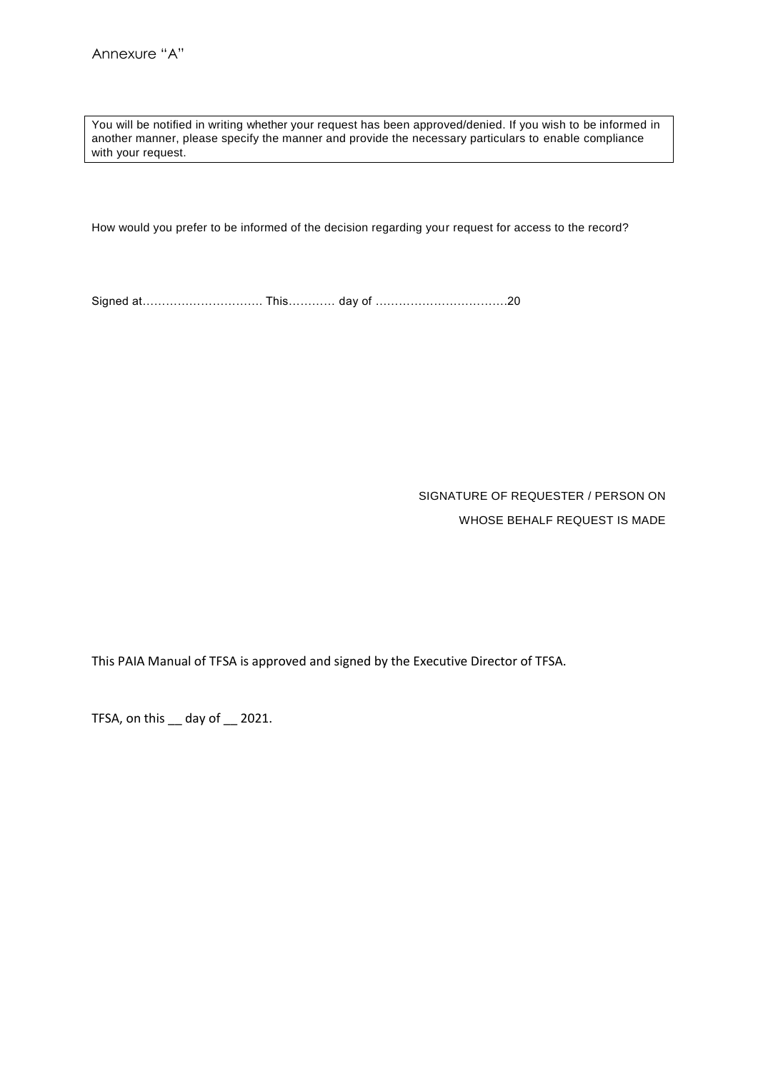Annexure "A"

| |
|---|
| You will be notified in writing whether your request has been approved/denied. If you wish to be informed in another manner, please specify the manner and provide the necessary particulars to enable compliance with your request. |

How would you prefer to be informed of the decision regarding your request for access to the record?

Signed at………………………… This………… day of ……………………………20

SIGNATURE OF REQUESTER / PERSON ON WHOSE BEHALF REQUEST IS MADE

This PAIA Manual of TFSA is approved and signed by the Executive Director of TFSA.

TFSA, on this __ day of __ 2021.